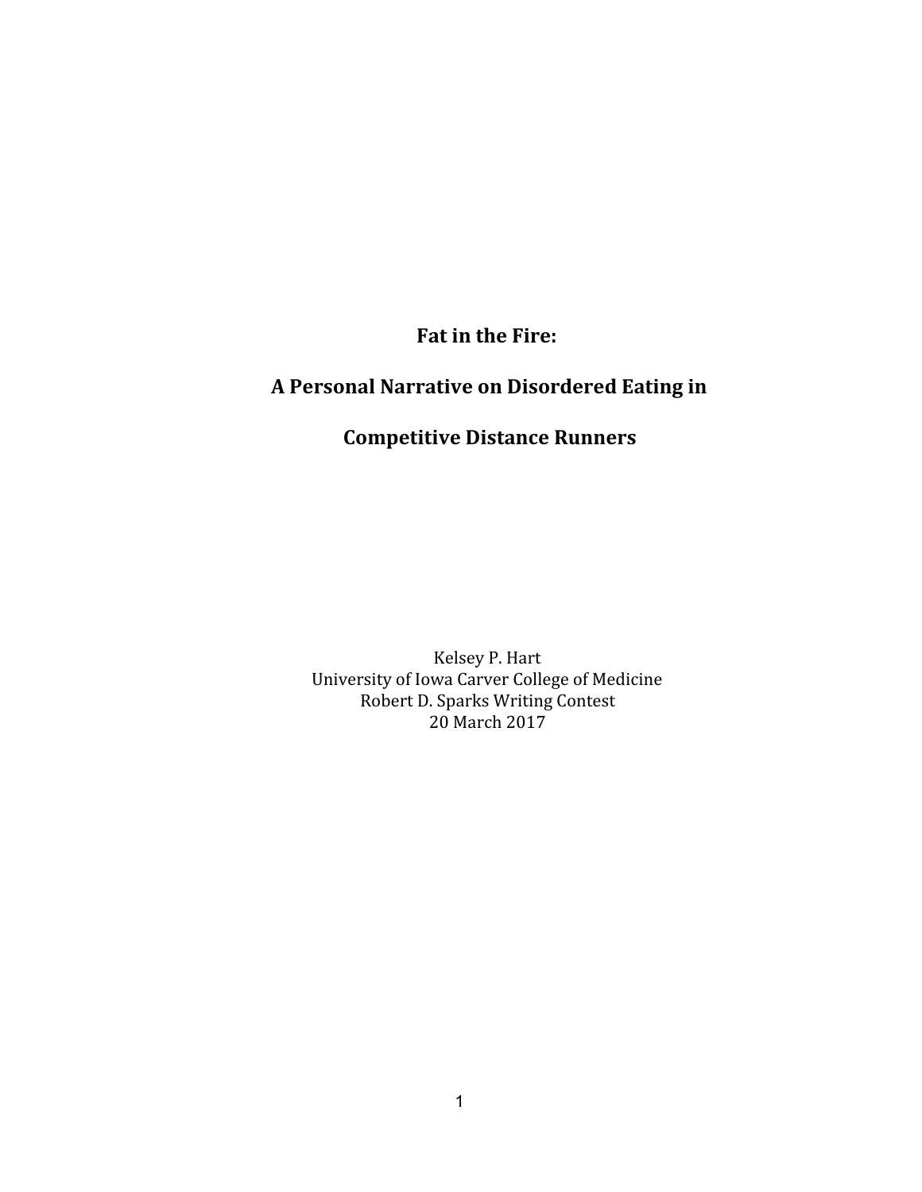# Fat in the Fire:

# A Personal Narrative on Disordered Eating in Competitive Distance Runners

Kelsey P. Hart
University of Iowa Carver College of Medicine
Robert D. Sparks Writing Contest
20 March 2017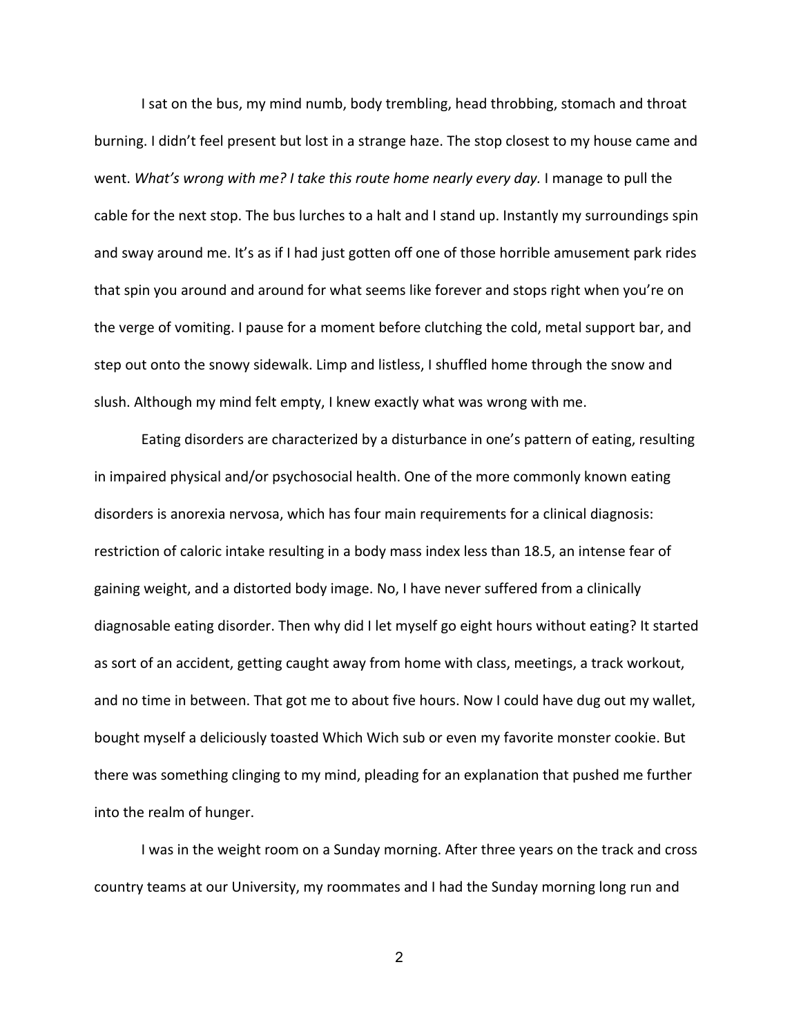I sat on the bus, my mind numb, body trembling, head throbbing, stomach and throat burning. I didn't feel present but lost in a strange haze. The stop closest to my house came and went. *What's wrong with me? I take this route home nearly every day.* I manage to pull the cable for the next stop. The bus lurches to a halt and I stand up. Instantly my surroundings spin and sway around me. It's as if I had just gotten off one of those horrible amusement park rides that spin you around and around for what seems like forever and stops right when you're on the verge of vomiting. I pause for a moment before clutching the cold, metal support bar, and step out onto the snowy sidewalk. Limp and listless, I shuffled home through the snow and slush. Although my mind felt empty, I knew exactly what was wrong with me.

Eating disorders are characterized by a disturbance in one's pattern of eating, resulting in impaired physical and/or psychosocial health. One of the more commonly known eating disorders is anorexia nervosa, which has four main requirements for a clinical diagnosis: restriction of caloric intake resulting in a body mass index less than 18.5, an intense fear of gaining weight, and a distorted body image. No, I have never suffered from a clinically diagnosable eating disorder. Then why did I let myself go eight hours without eating? It started as sort of an accident, getting caught away from home with class, meetings, a track workout, and no time in between. That got me to about five hours. Now I could have dug out my wallet, bought myself a deliciously toasted Which Wich sub or even my favorite monster cookie. But there was something clinging to my mind, pleading for an explanation that pushed me further into the realm of hunger.

I was in the weight room on a Sunday morning. After three years on the track and cross country teams at our University, my roommates and I had the Sunday morning long run and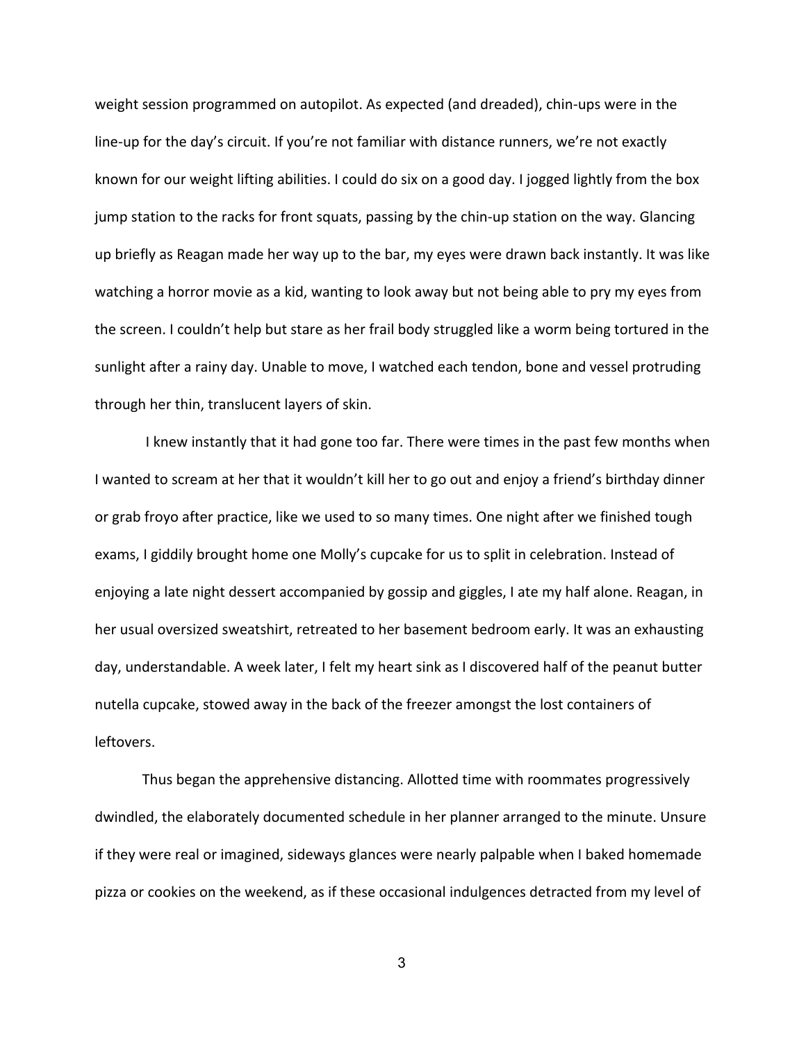weight session programmed on autopilot. As expected (and dreaded), chin-ups were in the line-up for the day's circuit. If you're not familiar with distance runners, we're not exactly known for our weight lifting abilities. I could do six on a good day. I jogged lightly from the box jump station to the racks for front squats, passing by the chin-up station on the way. Glancing up briefly as Reagan made her way up to the bar, my eyes were drawn back instantly. It was like watching a horror movie as a kid, wanting to look away but not being able to pry my eyes from the screen. I couldn't help but stare as her frail body struggled like a worm being tortured in the sunlight after a rainy day. Unable to move, I watched each tendon, bone and vessel protruding through her thin, translucent layers of skin.

I knew instantly that it had gone too far. There were times in the past few months when I wanted to scream at her that it wouldn't kill her to go out and enjoy a friend's birthday dinner or grab froyo after practice, like we used to so many times. One night after we finished tough exams, I giddily brought home one Molly's cupcake for us to split in celebration. Instead of enjoying a late night dessert accompanied by gossip and giggles, I ate my half alone. Reagan, in her usual oversized sweatshirt, retreated to her basement bedroom early. It was an exhausting day, understandable. A week later, I felt my heart sink as I discovered half of the peanut butter nutella cupcake, stowed away in the back of the freezer amongst the lost containers of leftovers.

Thus began the apprehensive distancing. Allotted time with roommates progressively dwindled, the elaborately documented schedule in her planner arranged to the minute. Unsure if they were real or imagined, sideways glances were nearly palpable when I baked homemade pizza or cookies on the weekend, as if these occasional indulgences detracted from my level of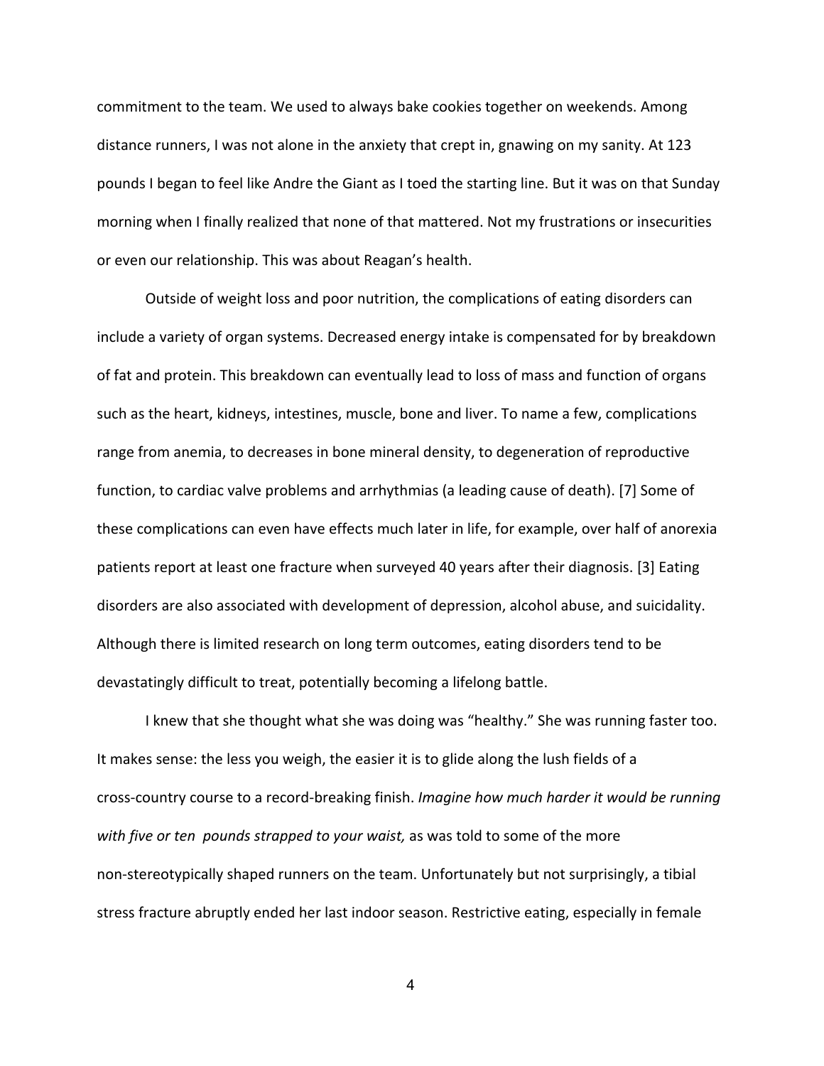commitment to the team. We used to always bake cookies together on weekends. Among distance runners, I was not alone in the anxiety that crept in, gnawing on my sanity. At 123 pounds I began to feel like Andre the Giant as I toed the starting line. But it was on that Sunday morning when I finally realized that none of that mattered. Not my frustrations or insecurities or even our relationship. This was about Reagan's health.

Outside of weight loss and poor nutrition, the complications of eating disorders can include a variety of organ systems. Decreased energy intake is compensated for by breakdown of fat and protein. This breakdown can eventually lead to loss of mass and function of organs such as the heart, kidneys, intestines, muscle, bone and liver. To name a few, complications range from anemia, to decreases in bone mineral density, to degeneration of reproductive function, to cardiac valve problems and arrhythmias (a leading cause of death). [7] Some of these complications can even have effects much later in life, for example, over half of anorexia patients report at least one fracture when surveyed 40 years after their diagnosis. [3] Eating disorders are also associated with development of depression, alcohol abuse, and suicidality. Although there is limited research on long term outcomes, eating disorders tend to be devastatingly difficult to treat, potentially becoming a lifelong battle.

I knew that she thought what she was doing was "healthy." She was running faster too. It makes sense: the less you weigh, the easier it is to glide along the lush fields of a cross-country course to a record-breaking finish. *Imagine how much harder it would be running with five or ten pounds strapped to your waist,* as was told to some of the more non-stereotypically shaped runners on the team. Unfortunately but not surprisingly, a tibial stress fracture abruptly ended her last indoor season. Restrictive eating, especially in female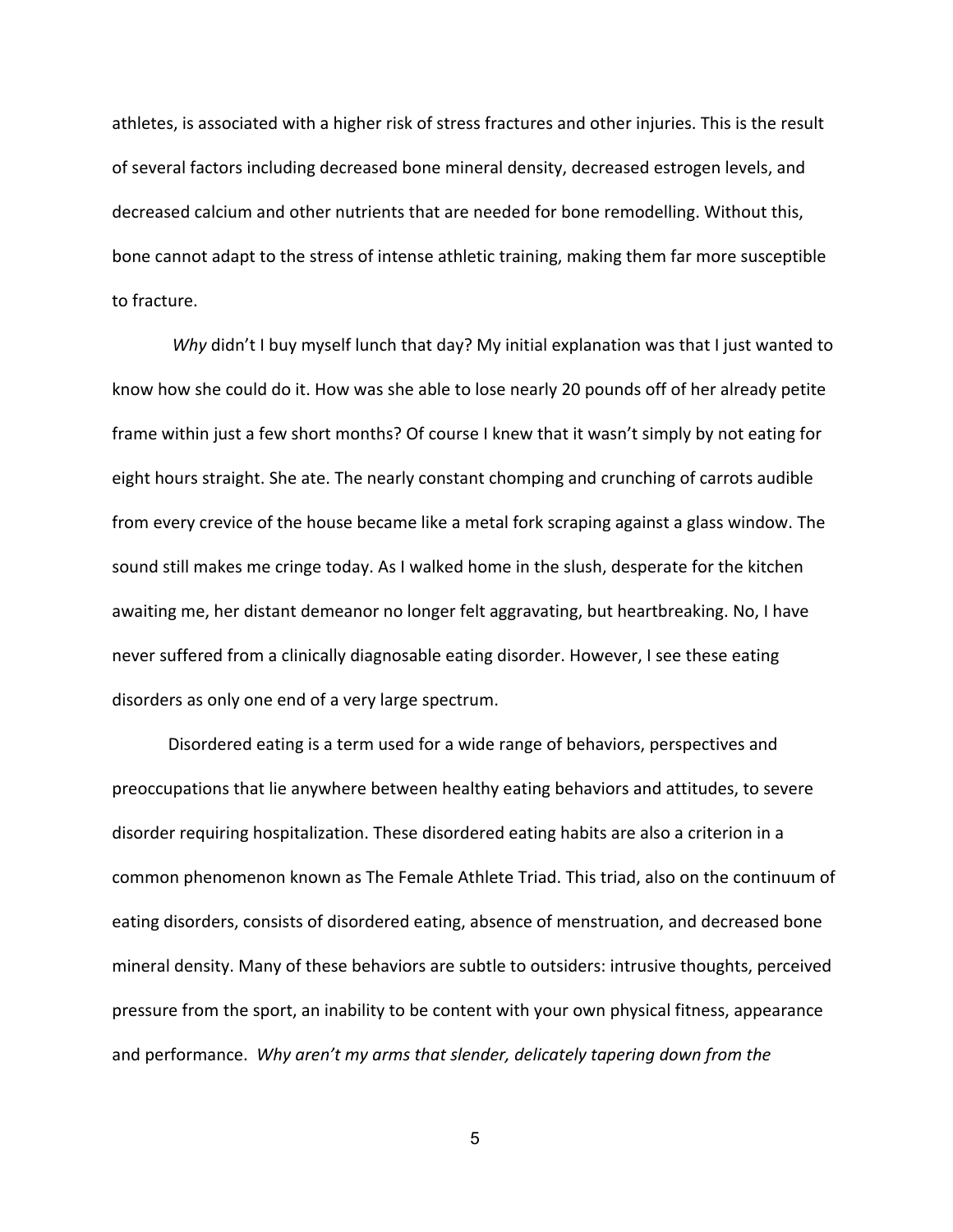athletes, is associated with a higher risk of stress fractures and other injuries. This is the result of several factors including decreased bone mineral density, decreased estrogen levels, and decreased calcium and other nutrients that are needed for bone remodelling. Without this, bone cannot adapt to the stress of intense athletic training, making them far more susceptible to fracture.

*Why* didn't I buy myself lunch that day? My initial explanation was that I just wanted to know how she could do it. How was she able to lose nearly 20 pounds off of her already petite frame within just a few short months? Of course I knew that it wasn't simply by not eating for eight hours straight. She ate. The nearly constant chomping and crunching of carrots audible from every crevice of the house became like a metal fork scraping against a glass window. The sound still makes me cringe today. As I walked home in the slush, desperate for the kitchen awaiting me, her distant demeanor no longer felt aggravating, but heartbreaking. No, I have never suffered from a clinically diagnosable eating disorder. However, I see these eating disorders as only one end of a very large spectrum.

Disordered eating is a term used for a wide range of behaviors, perspectives and preoccupations that lie anywhere between healthy eating behaviors and attitudes, to severe disorder requiring hospitalization. These disordered eating habits are also a criterion in a common phenomenon known as The Female Athlete Triad. This triad, also on the continuum of eating disorders, consists of disordered eating, absence of menstruation, and decreased bone mineral density. Many of these behaviors are subtle to outsiders: intrusive thoughts, perceived pressure from the sport, an inability to be content with your own physical fitness, appearance and performance. *Why aren't my arms that slender, delicately tapering down from the*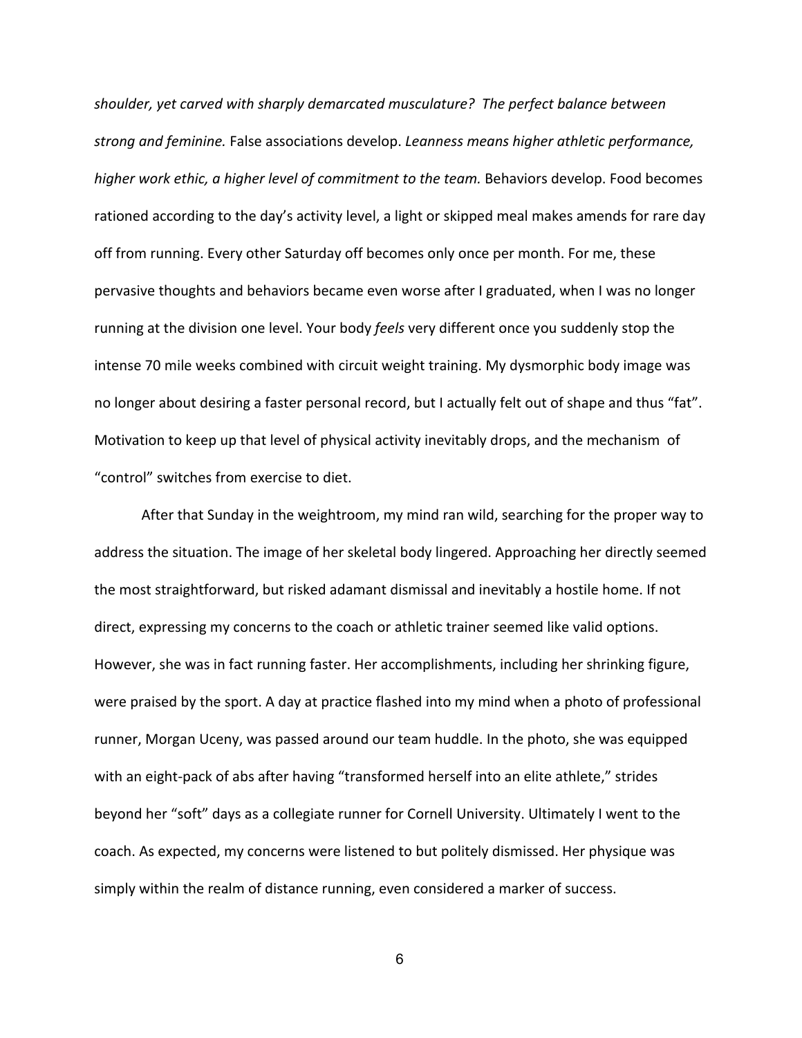*shoulder, yet carved with sharply demarcated musculature? The perfect balance between strong and feminine.* False associations develop. *Leanness means higher athletic performance, higher work ethic, a higher level of commitment to the team.* Behaviors develop. Food becomes rationed according to the day's activity level, a light or skipped meal makes amends for rare day off from running. Every other Saturday off becomes only once per month. For me, these pervasive thoughts and behaviors became even worse after I graduated, when I was no longer running at the division one level. Your body *feels* very different once you suddenly stop the intense 70 mile weeks combined with circuit weight training. My dysmorphic body image was no longer about desiring a faster personal record, but I actually felt out of shape and thus "fat". Motivation to keep up that level of physical activity inevitably drops, and the mechanism of "control" switches from exercise to diet.

After that Sunday in the weightroom, my mind ran wild, searching for the proper way to address the situation. The image of her skeletal body lingered. Approaching her directly seemed the most straightforward, but risked adamant dismissal and inevitably a hostile home. If not direct, expressing my concerns to the coach or athletic trainer seemed like valid options. However, she was in fact running faster. Her accomplishments, including her shrinking figure, were praised by the sport. A day at practice flashed into my mind when a photo of professional runner, Morgan Uceny, was passed around our team huddle. In the photo, she was equipped with an eight-pack of abs after having "transformed herself into an elite athlete," strides beyond her "soft" days as a collegiate runner for Cornell University. Ultimately I went to the coach. As expected, my concerns were listened to but politely dismissed. Her physique was simply within the realm of distance running, even considered a marker of success.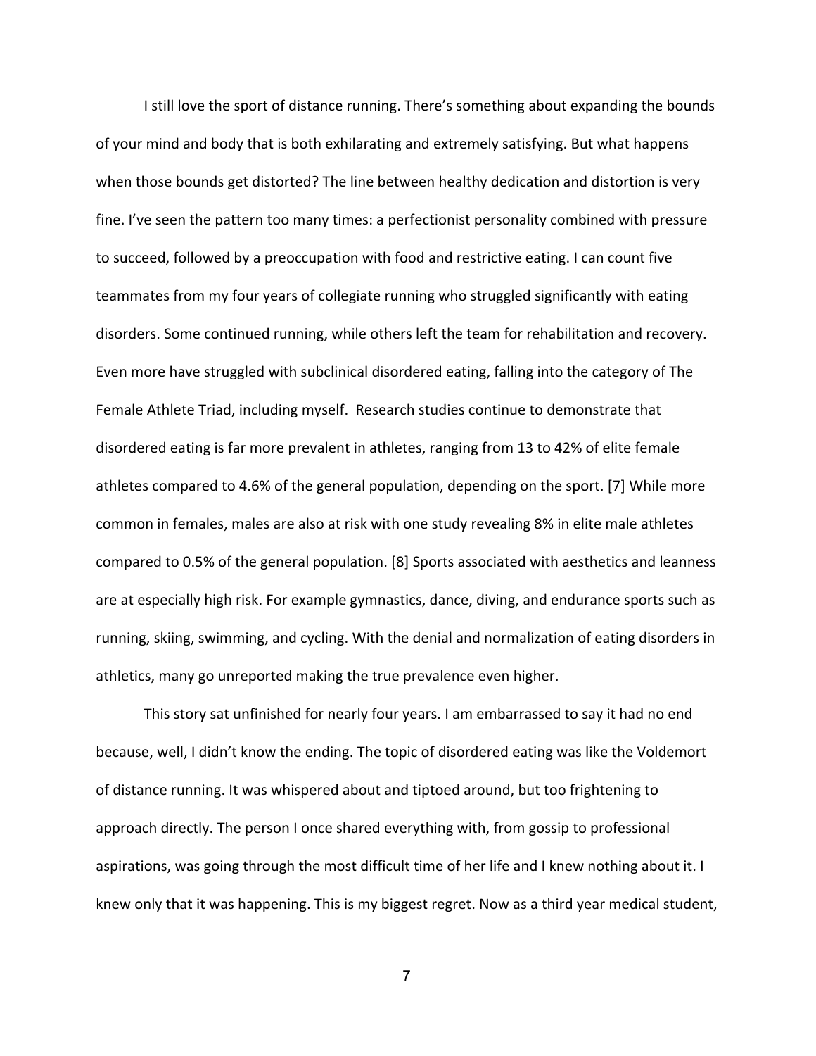I still love the sport of distance running. There's something about expanding the bounds of your mind and body that is both exhilarating and extremely satisfying. But what happens when those bounds get distorted? The line between healthy dedication and distortion is very fine. I've seen the pattern too many times: a perfectionist personality combined with pressure to succeed, followed by a preoccupation with food and restrictive eating. I can count five teammates from my four years of collegiate running who struggled significantly with eating disorders. Some continued running, while others left the team for rehabilitation and recovery. Even more have struggled with subclinical disordered eating, falling into the category of The Female Athlete Triad, including myself. Research studies continue to demonstrate that disordered eating is far more prevalent in athletes, ranging from 13 to 42% of elite female athletes compared to 4.6% of the general population, depending on the sport. [7] While more common in females, males are also at risk with one study revealing 8% in elite male athletes compared to 0.5% of the general population. [8] Sports associated with aesthetics and leanness are at especially high risk. For example gymnastics, dance, diving, and endurance sports such as running, skiing, swimming, and cycling. With the denial and normalization of eating disorders in athletics, many go unreported making the true prevalence even higher.

This story sat unfinished for nearly four years. I am embarrassed to say it had no end because, well, I didn't know the ending. The topic of disordered eating was like the Voldemort of distance running. It was whispered about and tiptoed around, but too frightening to approach directly. The person I once shared everything with, from gossip to professional aspirations, was going through the most difficult time of her life and I knew nothing about it. I knew only that it was happening. This is my biggest regret. Now as a third year medical student,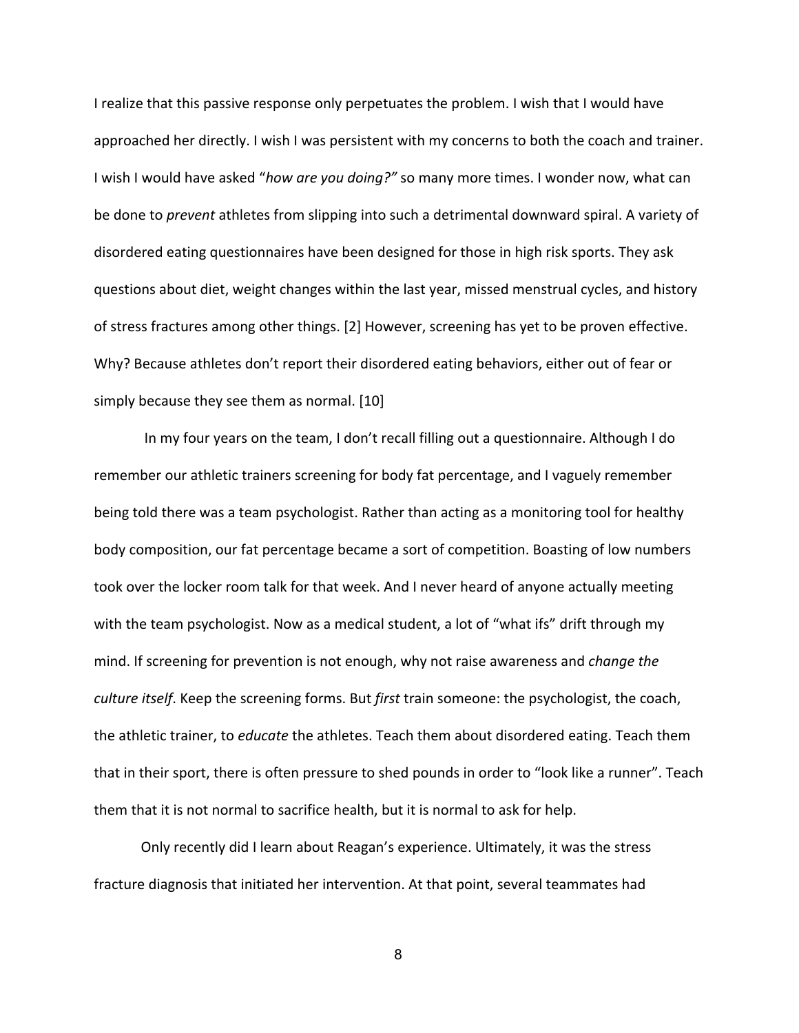I realize that this passive response only perpetuates the problem. I wish that I would have approached her directly. I wish I was persistent with my concerns to both the coach and trainer. I wish I would have asked "*how are you doing?"* so many more times. I wonder now, what can be done to *prevent* athletes from slipping into such a detrimental downward spiral. A variety of disordered eating questionnaires have been designed for those in high risk sports. They ask questions about diet, weight changes within the last year, missed menstrual cycles, and history of stress fractures among other things. [2] However, screening has yet to be proven effective. Why? Because athletes don't report their disordered eating behaviors, either out of fear or simply because they see them as normal. [10]

In my four years on the team, I don't recall filling out a questionnaire. Although I do remember our athletic trainers screening for body fat percentage, and I vaguely remember being told there was a team psychologist. Rather than acting as a monitoring tool for healthy body composition, our fat percentage became a sort of competition. Boasting of low numbers took over the locker room talk for that week. And I never heard of anyone actually meeting with the team psychologist. Now as a medical student, a lot of "what ifs" drift through my mind. If screening for prevention is not enough, why not raise awareness and *change the culture itself*. Keep the screening forms. But *first* train someone: the psychologist, the coach, the athletic trainer, to *educate* the athletes. Teach them about disordered eating. Teach them that in their sport, there is often pressure to shed pounds in order to "look like a runner". Teach them that it is not normal to sacrifice health, but it is normal to ask for help.

Only recently did I learn about Reagan's experience. Ultimately, it was the stress fracture diagnosis that initiated her intervention. At that point, several teammates had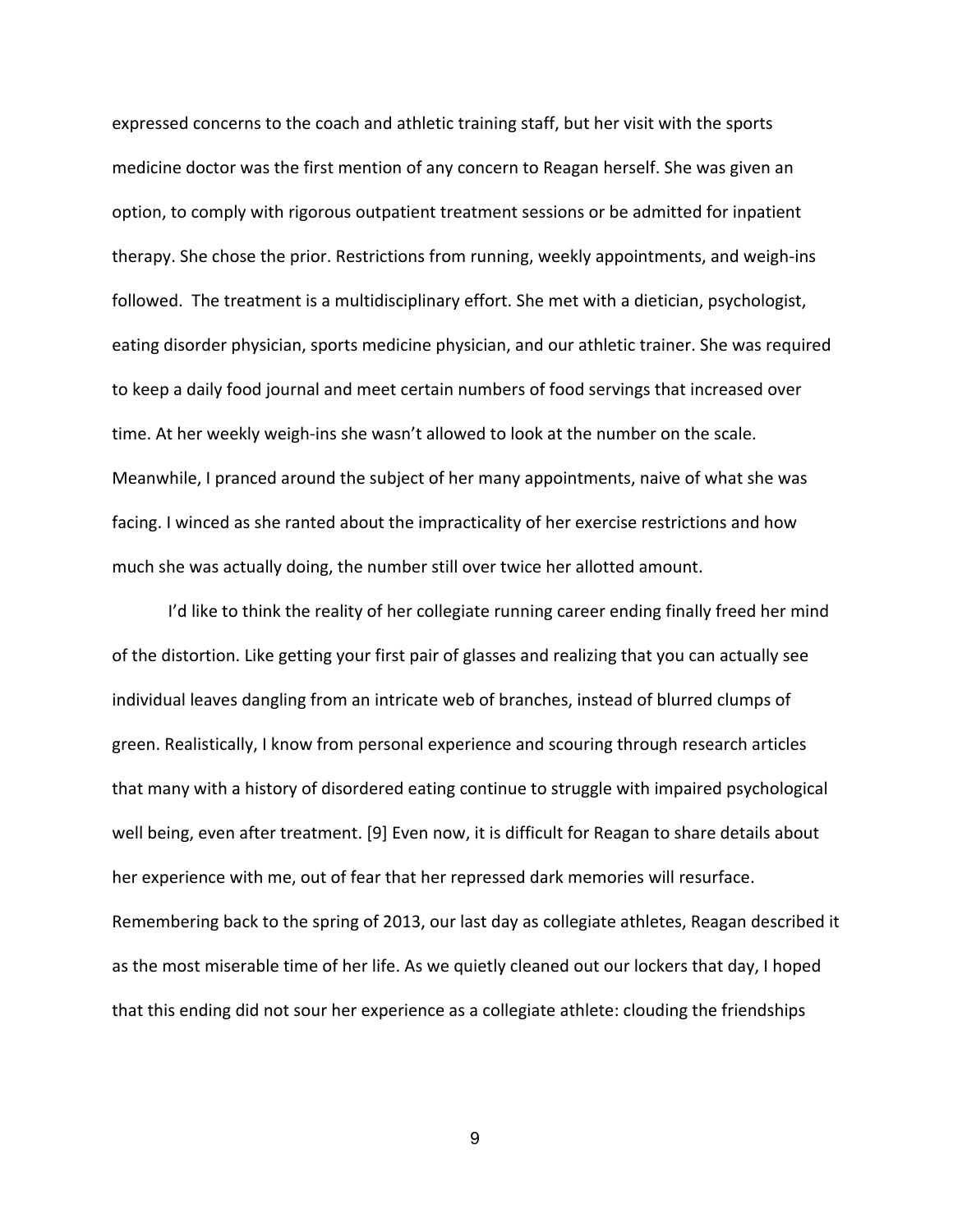expressed concerns to the coach and athletic training staff, but her visit with the sports medicine doctor was the first mention of any concern to Reagan herself. She was given an option, to comply with rigorous outpatient treatment sessions or be admitted for inpatient therapy. She chose the prior. Restrictions from running, weekly appointments, and weigh-ins followed. The treatment is a multidisciplinary effort. She met with a dietician, psychologist, eating disorder physician, sports medicine physician, and our athletic trainer. She was required to keep a daily food journal and meet certain numbers of food servings that increased over time. At her weekly weigh-ins she wasn't allowed to look at the number on the scale. Meanwhile, I pranced around the subject of her many appointments, naive of what she was facing. I winced as she ranted about the impracticality of her exercise restrictions and how much she was actually doing, the number still over twice her allotted amount.

I'd like to think the reality of her collegiate running career ending finally freed her mind of the distortion. Like getting your first pair of glasses and realizing that you can actually see individual leaves dangling from an intricate web of branches, instead of blurred clumps of green. Realistically, I know from personal experience and scouring through research articles that many with a history of disordered eating continue to struggle with impaired psychological well being, even after treatment. [9] Even now, it is difficult for Reagan to share details about her experience with me, out of fear that her repressed dark memories will resurface. Remembering back to the spring of 2013, our last day as collegiate athletes, Reagan described it as the most miserable time of her life. As we quietly cleaned out our lockers that day, I hoped that this ending did not sour her experience as a collegiate athlete: clouding the friendships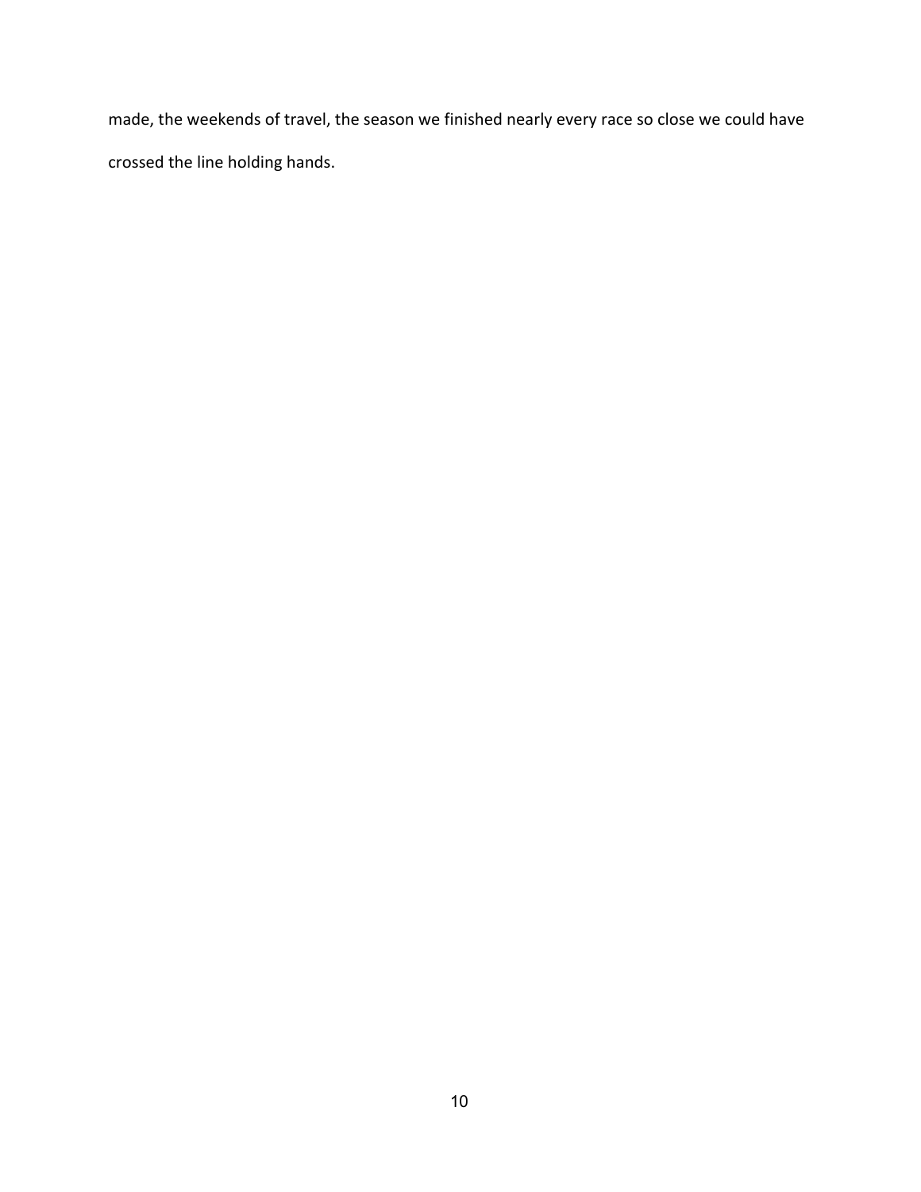made, the weekends of travel, the season we finished nearly every race so close we could have crossed the line holding hands.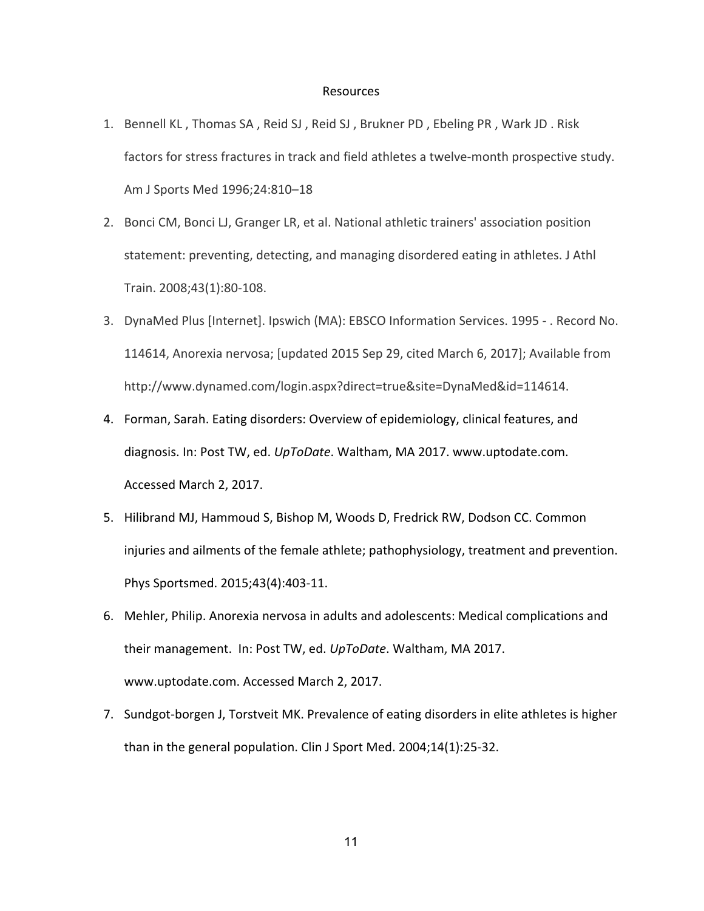## Resources

1. Bennell KL , Thomas SA , Reid SJ , Reid SJ , Brukner PD , Ebeling PR , Wark JD . Risk factors for stress fractures in track and field athletes a twelve-month prospective study. Am J Sports Med 1996;24:810–18
2. Bonci CM, Bonci LJ, Granger LR, et al. National athletic trainers' association position statement: preventing, detecting, and managing disordered eating in athletes. J Athl Train. 2008;43(1):80-108.
3. DynaMed Plus [Internet]. Ipswich (MA): EBSCO Information Services. 1995 - . Record No. 114614, Anorexia nervosa; [updated 2015 Sep 29, cited March 6, 2017]; Available from http://www.dynamed.com/login.aspx?direct=true&site=DynaMed&id=114614.
4. Forman, Sarah. Eating disorders: Overview of epidemiology, clinical features, and diagnosis. In: Post TW, ed. *UpToDate*. Waltham, MA 2017. www.uptodate.com. Accessed March 2, 2017.
5. Hilibrand MJ, Hammoud S, Bishop M, Woods D, Fredrick RW, Dodson CC. Common injuries and ailments of the female athlete; pathophysiology, treatment and prevention. Phys Sportsmed. 2015;43(4):403-11.
6. Mehler, Philip. Anorexia nervosa in adults and adolescents: Medical complications and their management. In: Post TW, ed. *UpToDate*. Waltham, MA 2017. www.uptodate.com. Accessed March 2, 2017.
7. Sundgot-borgen J, Torstveit MK. Prevalence of eating disorders in elite athletes is higher than in the general population. Clin J Sport Med. 2004;14(1):25-32.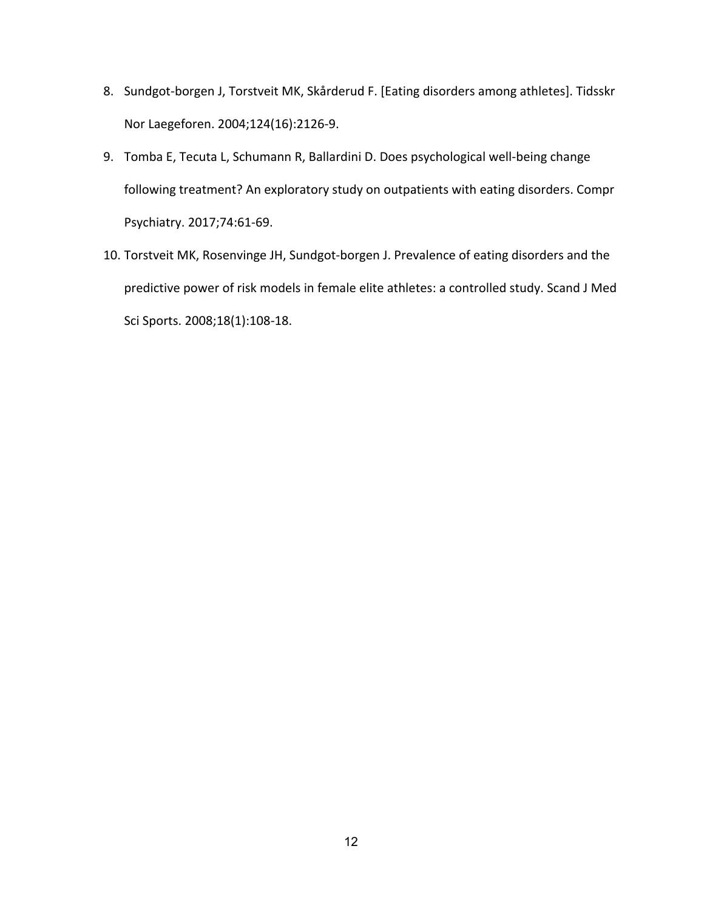8. Sundgot-borgen J, Torstveit MK, Skårderud F. [Eating disorders among athletes]. Tidsskr Nor Laegeforen. 2004;124(16):2126-9.
9. Tomba E, Tecuta L, Schumann R, Ballardini D. Does psychological well-being change following treatment? An exploratory study on outpatients with eating disorders. Compr Psychiatry. 2017;74:61-69.
10. Torstveit MK, Rosenvinge JH, Sundgot-borgen J. Prevalence of eating disorders and the predictive power of risk models in female elite athletes: a controlled study. Scand J Med Sci Sports. 2008;18(1):108-18.